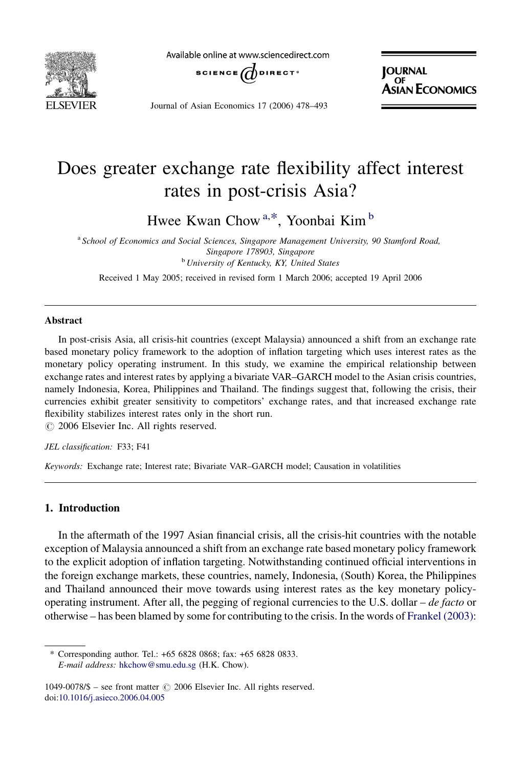# Does greater exchange rate flexibility affect interest rates in post-crisis Asia?

Hwee Kwan Chow [a,*], Yoonbai Kim [b]

[a] *School of Economics and Social Sciences, Singapore Management University, 90 Stamford Road, Singapore 178903, Singapore*

[b] *University of Kentucky, KY, United States*

Received 1 May 2005; received in revised form 1 March 2006; accepted 19 April 2006

## Abstract

In post-crisis Asia, all crisis-hit countries (except Malaysia) announced a shift from an exchange rate based monetary policy framework to the adoption of inflation targeting which uses interest rates as the monetary policy operating instrument. In this study, we examine the empirical relationship between exchange rates and interest rates by applying a bivariate VAR–GARCH model to the Asian crisis countries, namely Indonesia, Korea, Philippines and Thailand. The findings suggest that, following the crisis, their currencies exhibit greater sensitivity to competitors' exchange rates, and that increased exchange rate flexibility stabilizes interest rates only in the short run.

© 2006 Elsevier Inc. All rights reserved.

*JEL classification:* F33; F41

*Keywords:* Exchange rate; Interest rate; Bivariate VAR–GARCH model; Causation in volatilities

## 1. Introduction

In the aftermath of the 1997 Asian financial crisis, all the crisis-hit countries with the notable exception of Malaysia announced a shift from an exchange rate based monetary policy framework to the explicit adoption of inflation targeting. Notwithstanding continued official interventions in the foreign exchange markets, these countries, namely, Indonesia, (South) Korea, the Philippines and Thailand announced their move towards using interest rates as the key monetary policy-operating instrument. After all, the pegging of regional currencies to the U.S. dollar – *de facto* or otherwise – has been blamed by some for contributing to the crisis. In the words of Frankel (2003):

* Corresponding author. Tel.: +65 6828 0868; fax: +65 6828 0833.
*E-mail address:* hkchow@smu.edu.sg (H.K. Chow).

1049-0078/$ – see front matter © 2006 Elsevier Inc. All rights reserved.
doi:10.1016/j.asieco.2006.04.005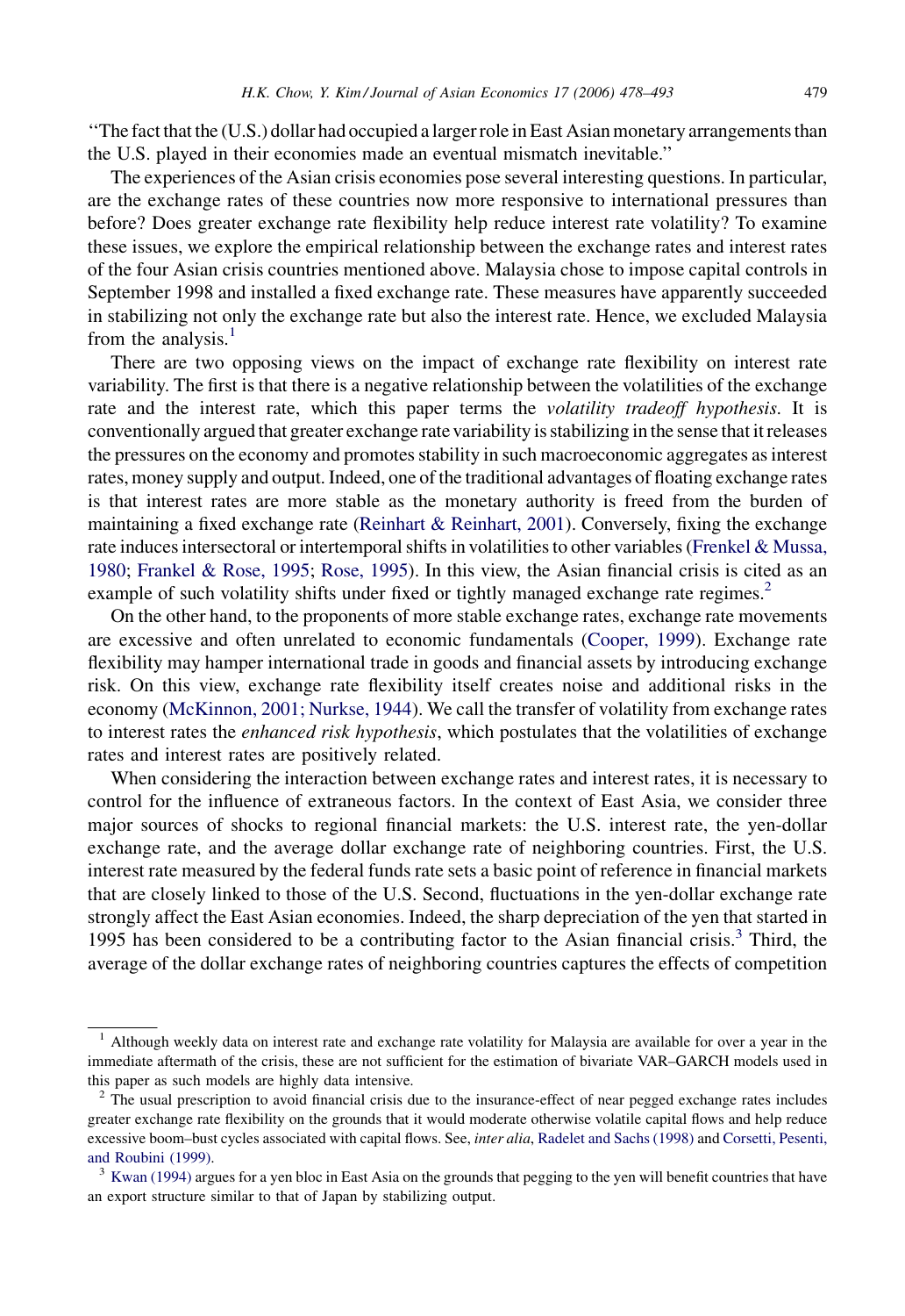"The fact that the (U.S.) dollar had occupied a larger role in East Asian monetary arrangements than the U.S. played in their economies made an eventual mismatch inevitable."

The experiences of the Asian crisis economies pose several interesting questions. In particular, are the exchange rates of these countries now more responsive to international pressures than before? Does greater exchange rate flexibility help reduce interest rate volatility? To examine these issues, we explore the empirical relationship between the exchange rates and interest rates of the four Asian crisis countries mentioned above. Malaysia chose to impose capital controls in September 1998 and installed a fixed exchange rate. These measures have apparently succeeded in stabilizing not only the exchange rate but also the interest rate. Hence, we excluded Malaysia from the analysis.[1]

There are two opposing views on the impact of exchange rate flexibility on interest rate variability. The first is that there is a negative relationship between the volatilities of the exchange rate and the interest rate, which this paper terms the *volatility tradeoff hypothesis*. It is conventionally argued that greater exchange rate variability is stabilizing in the sense that it releases the pressures on the economy and promotes stability in such macroeconomic aggregates as interest rates, money supply and output. Indeed, one of the traditional advantages of floating exchange rates is that interest rates are more stable as the monetary authority is freed from the burden of maintaining a fixed exchange rate (Reinhart & Reinhart, 2001). Conversely, fixing the exchange rate induces intersectoral or intertemporal shifts in volatilities to other variables (Frenkel & Mussa, 1980; Frankel & Rose, 1995; Rose, 1995). In this view, the Asian financial crisis is cited as an example of such volatility shifts under fixed or tightly managed exchange rate regimes.[2]

On the other hand, to the proponents of more stable exchange rates, exchange rate movements are excessive and often unrelated to economic fundamentals (Cooper, 1999). Exchange rate flexibility may hamper international trade in goods and financial assets by introducing exchange risk. On this view, exchange rate flexibility itself creates noise and additional risks in the economy (McKinnon, 2001; Nurkse, 1944). We call the transfer of volatility from exchange rates to interest rates the *enhanced risk hypothesis*, which postulates that the volatilities of exchange rates and interest rates are positively related.

When considering the interaction between exchange rates and interest rates, it is necessary to control for the influence of extraneous factors. In the context of East Asia, we consider three major sources of shocks to regional financial markets: the U.S. interest rate, the yen-dollar exchange rate, and the average dollar exchange rate of neighboring countries. First, the U.S. interest rate measured by the federal funds rate sets a basic point of reference in financial markets that are closely linked to those of the U.S. Second, fluctuations in the yen-dollar exchange rate strongly affect the East Asian economies. Indeed, the sharp depreciation of the yen that started in 1995 has been considered to be a contributing factor to the Asian financial crisis.[3] Third, the average of the dollar exchange rates of neighboring countries captures the effects of competition

[1] Although weekly data on interest rate and exchange rate volatility for Malaysia are available for over a year in the immediate aftermath of the crisis, these are not sufficient for the estimation of bivariate VAR–GARCH models used in this paper as such models are highly data intensive.

[2] The usual prescription to avoid financial crisis due to the insurance-effect of near pegged exchange rates includes greater exchange rate flexibility on the grounds that it would moderate otherwise volatile capital flows and help reduce excessive boom–bust cycles associated with capital flows. See, *inter alia*, Radelet and Sachs (1998) and Corsetti, Pesenti, and Roubini (1999).

[3] Kwan (1994) argues for a yen bloc in East Asia on the grounds that pegging to the yen will benefit countries that have an export structure similar to that of Japan by stabilizing output.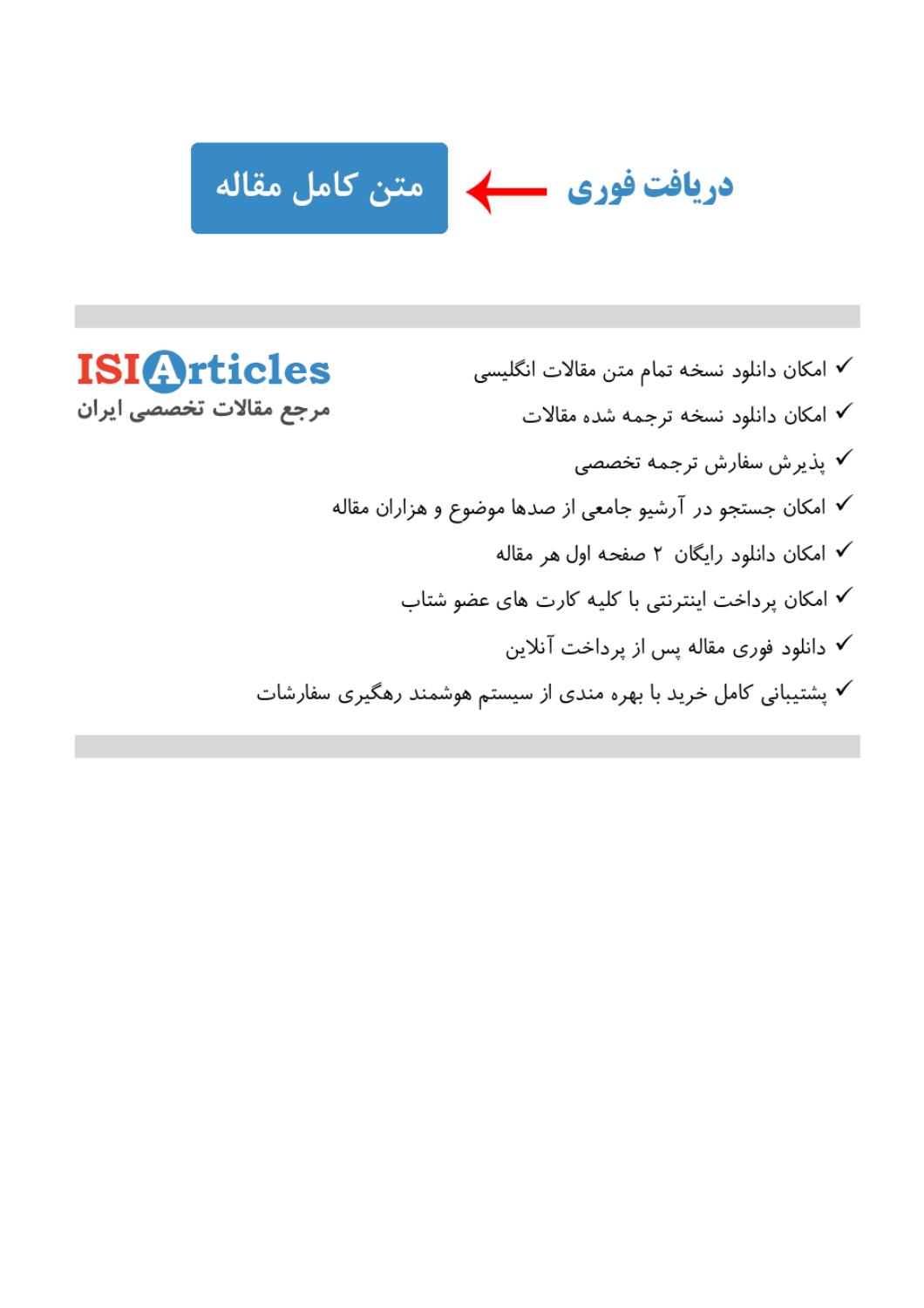**دریافت فوری** ← **متن کامل مقاله**

**ISIArticles**
مرجع مقالات تخصصی ایران

- ✓ امکان دانلود نسخه تمام متن مقالات انگلیسی
- ✓ امکان دانلود نسخه ترجمه شده مقالات
- ✓ پذیرش سفارش ترجمه تخصصی
- ✓ امکان جستجو در آرشیو جامعی از صدها موضوع و هزاران مقاله
- ✓ امکان دانلود رایگان ۲ صفحه اول هر مقاله
- ✓ امکان پرداخت اینترنتی با کلیه کارت های عضو شتاب
- ✓ دانلود فوری مقاله پس از پرداخت آنلاین
- ✓ پشتیبانی کامل خرید با بهره مندی از سیستم هوشمند رهگیری سفارشات